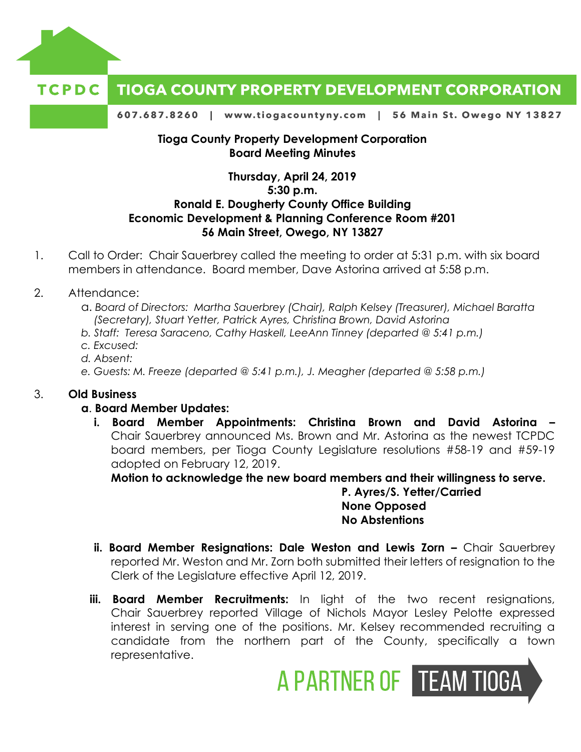**TCPDC** **TIOGA COUNTY PROPERTY DEVELOPMENT CORPORATION**

607.687.8260 | www.tiogacountyny.com | 56 Main St. Owego NY 13827

**Tioga County Property Development Corporation**
**Board Meeting Minutes**

**Thursday, April 24, 2019**
**5:30 p.m.**
**Ronald E. Dougherty County Office Building**
**Economic Development & Planning Conference Room #201**
**56 Main Street, Owego, NY 13827**

1. Call to Order: Chair Sauerbrey called the meeting to order at 5:31 p.m. with six board members in attendance. Board member, Dave Astorina arrived at 5:58 p.m.

2. Attendance:
   a. *Board of Directors: Martha Sauerbrey (Chair), Ralph Kelsey (Treasurer), Michael Baratta (Secretary), Stuart Yetter, Patrick Ayres, Christina Brown, David Astorina*
   b. *Staff: Teresa Saraceno, Cathy Haskell, LeeAnn Tinney (departed @ 5:41 p.m.)*
   c. *Excused:*
   d. *Absent:*
   e. *Guests: M. Freeze (departed @ 5:41 p.m.), J. Meagher (departed @ 5:58 p.m.)*

3. **Old Business**
   **a. Board Member Updates:**
      **i. Board Member Appointments: Christina Brown and David Astorina –** Chair Sauerbrey announced Ms. Brown and Mr. Astorina as the newest TCPDC board members, per Tioga County Legislature resolutions #58-19 and #59-19 adopted on February 12, 2019.

      **Motion to acknowledge the new board members and their willingness to serve.**
      **P. Ayres/S. Yetter/Carried**
      **None Opposed**
      **No Abstentions**

      **ii. Board Member Resignations: Dale Weston and Lewis Zorn –** Chair Sauerbrey reported Mr. Weston and Mr. Zorn both submitted their letters of resignation to the Clerk of the Legislature effective April 12, 2019.

      **iii. Board Member Recruitments:** In light of the two recent resignations, Chair Sauerbrey reported Village of Nichols Mayor Lesley Pelotte expressed interest in serving one of the positions. Mr. Kelsey recommended recruiting a candidate from the northern part of the County, specifically a town representative.

A PARTNER OF TEAM TIOGA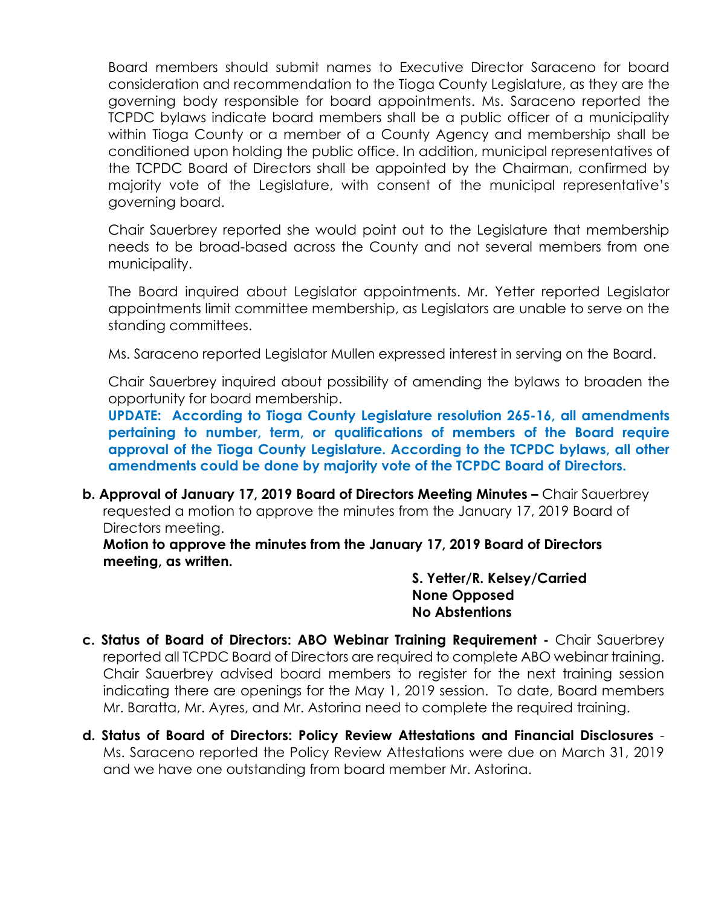Board members should submit names to Executive Director Saraceno for board consideration and recommendation to the Tioga County Legislature, as they are the governing body responsible for board appointments. Ms. Saraceno reported the TCPDC bylaws indicate board members shall be a public officer of a municipality within Tioga County or a member of a County Agency and membership shall be conditioned upon holding the public office. In addition, municipal representatives of the TCPDC Board of Directors shall be appointed by the Chairman, confirmed by majority vote of the Legislature, with consent of the municipal representative's governing board.

Chair Sauerbrey reported she would point out to the Legislature that membership needs to be broad-based across the County and not several members from one municipality.

The Board inquired about Legislator appointments. Mr. Yetter reported Legislator appointments limit committee membership, as Legislators are unable to serve on the standing committees.

Ms. Saraceno reported Legislator Mullen expressed interest in serving on the Board.

Chair Sauerbrey inquired about possibility of amending the bylaws to broaden the opportunity for board membership.

**UPDATE: According to Tioga County Legislature resolution 265-16, all amendments pertaining to number, term, or qualifications of members of the Board require approval of the Tioga County Legislature. According to the TCPDC bylaws, all other amendments could be done by majority vote of the TCPDC Board of Directors.**

**b. Approval of January 17, 2019 Board of Directors Meeting Minutes –** Chair Sauerbrey requested a motion to approve the minutes from the January 17, 2019 Board of Directors meeting.

**Motion to approve the minutes from the January 17, 2019 Board of Directors meeting, as written.**

**S. Yetter/R. Kelsey/Carried**
**None Opposed**
**No Abstentions**

**c. Status of Board of Directors: ABO Webinar Training Requirement -** Chair Sauerbrey reported all TCPDC Board of Directors are required to complete ABO webinar training. Chair Sauerbrey advised board members to register for the next training session indicating there are openings for the May 1, 2019 session. To date, Board members Mr. Baratta, Mr. Ayres, and Mr. Astorina need to complete the required training.

**d. Status of Board of Directors: Policy Review Attestations and Financial Disclosures** - Ms. Saraceno reported the Policy Review Attestations were due on March 31, 2019 and we have one outstanding from board member Mr. Astorina.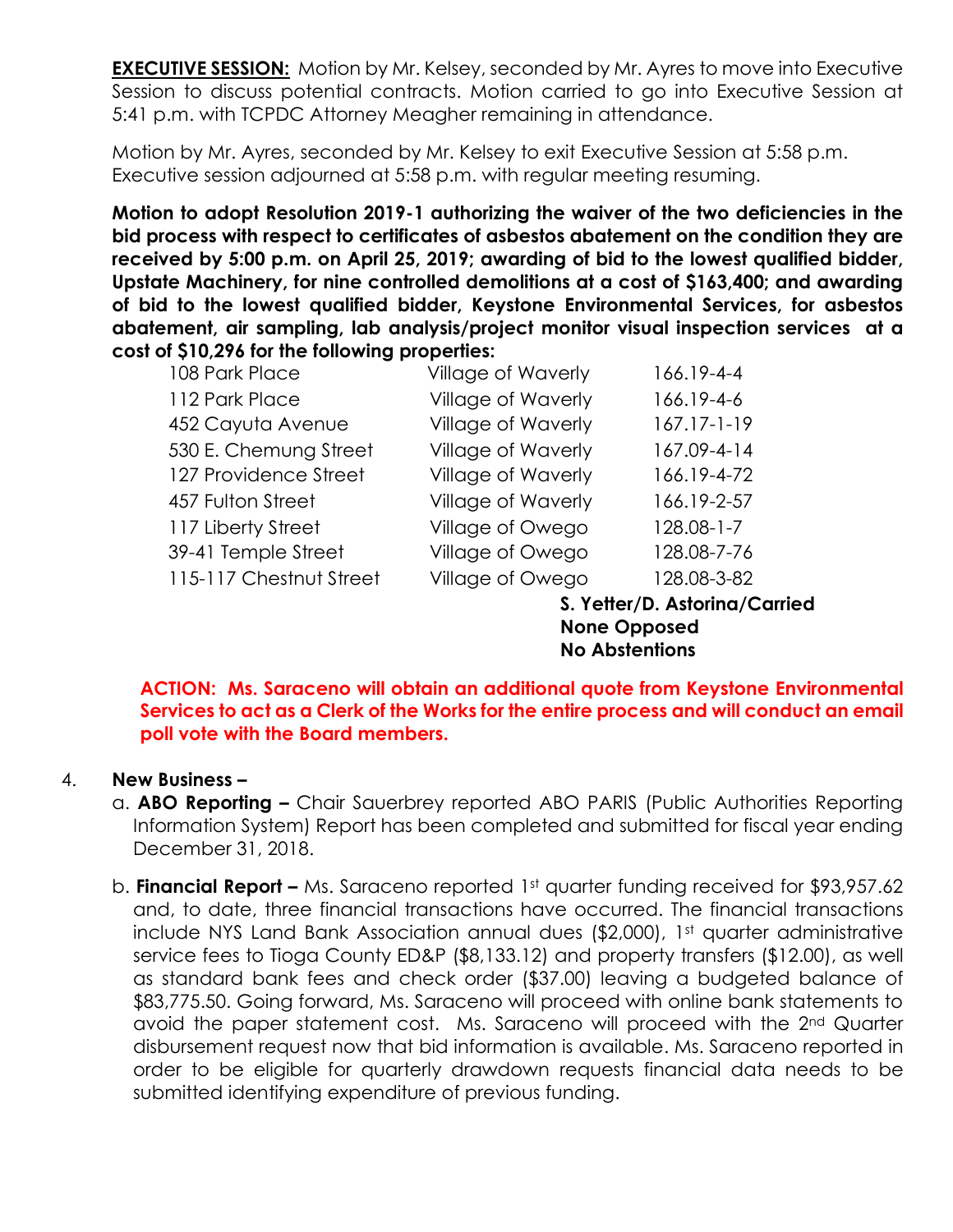**EXECUTIVE SESSION:** Motion by Mr. Kelsey, seconded by Mr. Ayres to move into Executive Session to discuss potential contracts. Motion carried to go into Executive Session at 5:41 p.m. with TCPDC Attorney Meagher remaining in attendance.

Motion by Mr. Ayres, seconded by Mr. Kelsey to exit Executive Session at 5:58 p.m. Executive session adjourned at 5:58 p.m. with regular meeting resuming.

**Motion to adopt Resolution 2019-1 authorizing the waiver of the two deficiencies in the bid process with respect to certificates of asbestos abatement on the condition they are received by 5:00 p.m. on April 25, 2019; awarding of bid to the lowest qualified bidder, Upstate Machinery, for nine controlled demolitions at a cost of $163,400; and awarding of bid to the lowest qualified bidder, Keystone Environmental Services, for asbestos abatement, air sampling, lab analysis/project monitor visual inspection services at a cost of $10,296 for the following properties:**

| | | |
|---|---|---|
| 108 Park Place | Village of Waverly | 166.19-4-4 |
| 112 Park Place | Village of Waverly | 166.19-4-6 |
| 452 Cayuta Avenue | Village of Waverly | 167.17-1-19 |
| 530 E. Chemung Street | Village of Waverly | 167.09-4-14 |
| 127 Providence Street | Village of Waverly | 166.19-4-72 |
| 457 Fulton Street | Village of Waverly | 166.19-2-57 |
| 117 Liberty Street | Village of Owego | 128.08-1-7 |
| 39-41 Temple Street | Village of Owego | 128.08-7-76 |
| 115-117 Chestnut Street | Village of Owego | 128.08-3-82 |

**S. Yetter/D. Astorina/Carried**
**None Opposed**
**No Abstentions**

**ACTION: Ms. Saraceno will obtain an additional quote from Keystone Environmental Services to act as a Clerk of the Works for the entire process and will conduct an email poll vote with the Board members.**

4. **New Business –**
   a. **ABO Reporting –** Chair Sauerbrey reported ABO PARIS (Public Authorities Reporting Information System) Report has been completed and submitted for fiscal year ending December 31, 2018.
   
   b. **Financial Report –** Ms. Saraceno reported 1st quarter funding received for $93,957.62 and, to date, three financial transactions have occurred. The financial transactions include NYS Land Bank Association annual dues ($2,000), 1st quarter administrative service fees to Tioga County ED&P ($8,133.12) and property transfers ($12.00), as well as standard bank fees and check order ($37.00) leaving a budgeted balance of $83,775.50. Going forward, Ms. Saraceno will proceed with online bank statements to avoid the paper statement cost. Ms. Saraceno will proceed with the 2nd Quarter disbursement request now that bid information is available. Ms. Saraceno reported in order to be eligible for quarterly drawdown requests financial data needs to be submitted identifying expenditure of previous funding.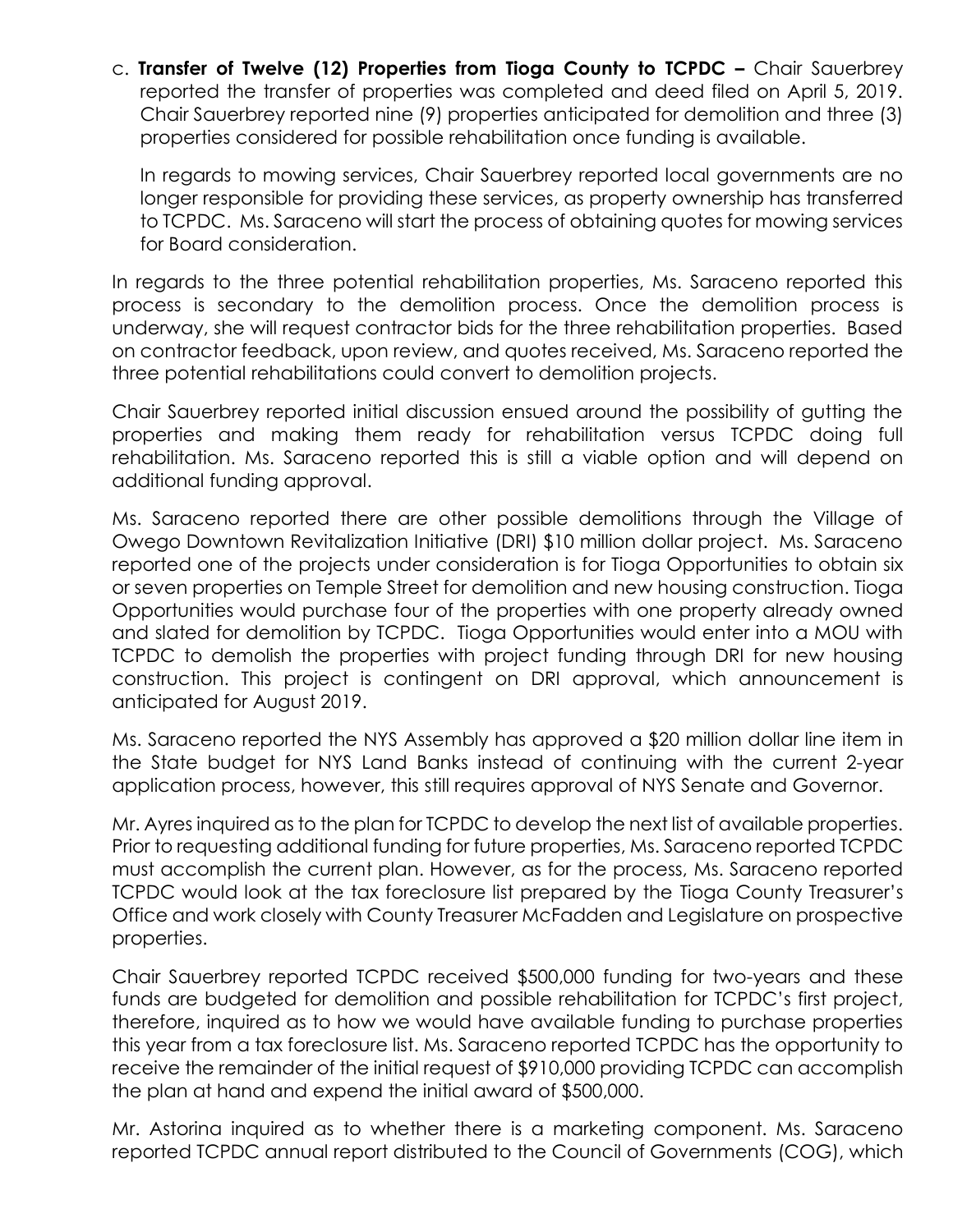c. **Transfer of Twelve (12) Properties from Tioga County to TCPDC –** Chair Sauerbrey reported the transfer of properties was completed and deed filed on April 5, 2019. Chair Sauerbrey reported nine (9) properties anticipated for demolition and three (3) properties considered for possible rehabilitation once funding is available.

In regards to mowing services, Chair Sauerbrey reported local governments are no longer responsible for providing these services, as property ownership has transferred to TCPDC. Ms. Saraceno will start the process of obtaining quotes for mowing services for Board consideration.

In regards to the three potential rehabilitation properties, Ms. Saraceno reported this process is secondary to the demolition process. Once the demolition process is underway, she will request contractor bids for the three rehabilitation properties. Based on contractor feedback, upon review, and quotes received, Ms. Saraceno reported the three potential rehabilitations could convert to demolition projects.

Chair Sauerbrey reported initial discussion ensued around the possibility of gutting the properties and making them ready for rehabilitation versus TCPDC doing full rehabilitation. Ms. Saraceno reported this is still a viable option and will depend on additional funding approval.

Ms. Saraceno reported there are other possible demolitions through the Village of Owego Downtown Revitalization Initiative (DRI) $10 million dollar project. Ms. Saraceno reported one of the projects under consideration is for Tioga Opportunities to obtain six or seven properties on Temple Street for demolition and new housing construction. Tioga Opportunities would purchase four of the properties with one property already owned and slated for demolition by TCPDC. Tioga Opportunities would enter into a MOU with TCPDC to demolish the properties with project funding through DRI for new housing construction. This project is contingent on DRI approval, which announcement is anticipated for August 2019.

Ms. Saraceno reported the NYS Assembly has approved a $20 million dollar line item in the State budget for NYS Land Banks instead of continuing with the current 2-year application process, however, this still requires approval of NYS Senate and Governor.

Mr. Ayres inquired as to the plan for TCPDC to develop the next list of available properties. Prior to requesting additional funding for future properties, Ms. Saraceno reported TCPDC must accomplish the current plan. However, as for the process, Ms. Saraceno reported TCPDC would look at the tax foreclosure list prepared by the Tioga County Treasurer's Office and work closely with County Treasurer McFadden and Legislature on prospective properties.

Chair Sauerbrey reported TCPDC received $500,000 funding for two-years and these funds are budgeted for demolition and possible rehabilitation for TCPDC's first project, therefore, inquired as to how we would have available funding to purchase properties this year from a tax foreclosure list. Ms. Saraceno reported TCPDC has the opportunity to receive the remainder of the initial request of $910,000 providing TCPDC can accomplish the plan at hand and expend the initial award of $500,000.

Mr. Astorina inquired as to whether there is a marketing component. Ms. Saraceno reported TCPDC annual report distributed to the Council of Governments (COG), which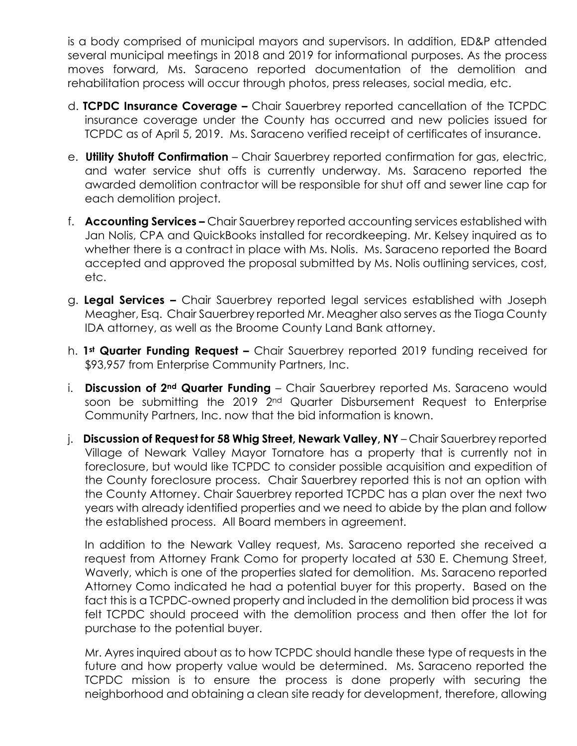is a body comprised of municipal mayors and supervisors. In addition, ED&P attended several municipal meetings in 2018 and 2019 for informational purposes. As the process moves forward, Ms. Saraceno reported documentation of the demolition and rehabilitation process will occur through photos, press releases, social media, etc.

d. **TCPDC Insurance Coverage –** Chair Sauerbrey reported cancellation of the TCPDC insurance coverage under the County has occurred and new policies issued for TCPDC as of April 5, 2019. Ms. Saraceno verified receipt of certificates of insurance.

e. **Utility Shutoff Confirmation** – Chair Sauerbrey reported confirmation for gas, electric, and water service shut offs is currently underway. Ms. Saraceno reported the awarded demolition contractor will be responsible for shut off and sewer line cap for each demolition project.

f. **Accounting Services –** Chair Sauerbrey reported accounting services established with Jan Nolis, CPA and QuickBooks installed for recordkeeping. Mr. Kelsey inquired as to whether there is a contract in place with Ms. Nolis. Ms. Saraceno reported the Board accepted and approved the proposal submitted by Ms. Nolis outlining services, cost, etc.

g. **Legal Services –** Chair Sauerbrey reported legal services established with Joseph Meagher, Esq. Chair Sauerbrey reported Mr. Meagher also serves as the Tioga County IDA attorney, as well as the Broome County Land Bank attorney.

h. **1st Quarter Funding Request –** Chair Sauerbrey reported 2019 funding received for $93,957 from Enterprise Community Partners, Inc.

i. **Discussion of 2nd Quarter Funding** – Chair Sauerbrey reported Ms. Saraceno would soon be submitting the 2019 2nd Quarter Disbursement Request to Enterprise Community Partners, Inc. now that the bid information is known.

j. **Discussion of Request for 58 Whig Street, Newark Valley, NY** – Chair Sauerbrey reported Village of Newark Valley Mayor Tornatore has a property that is currently not in foreclosure, but would like TCPDC to consider possible acquisition and expedition of the County foreclosure process. Chair Sauerbrey reported this is not an option with the County Attorney. Chair Sauerbrey reported TCPDC has a plan over the next two years with already identified properties and we need to abide by the plan and follow the established process. All Board members in agreement.

   In addition to the Newark Valley request, Ms. Saraceno reported she received a request from Attorney Frank Como for property located at 530 E. Chemung Street, Waverly, which is one of the properties slated for demolition. Ms. Saraceno reported Attorney Como indicated he had a potential buyer for this property. Based on the fact this is a TCPDC-owned property and included in the demolition bid process it was felt TCPDC should proceed with the demolition process and then offer the lot for purchase to the potential buyer.

   Mr. Ayres inquired about as to how TCPDC should handle these type of requests in the future and how property value would be determined. Ms. Saraceno reported the TCPDC mission is to ensure the process is done properly with securing the neighborhood and obtaining a clean site ready for development, therefore, allowing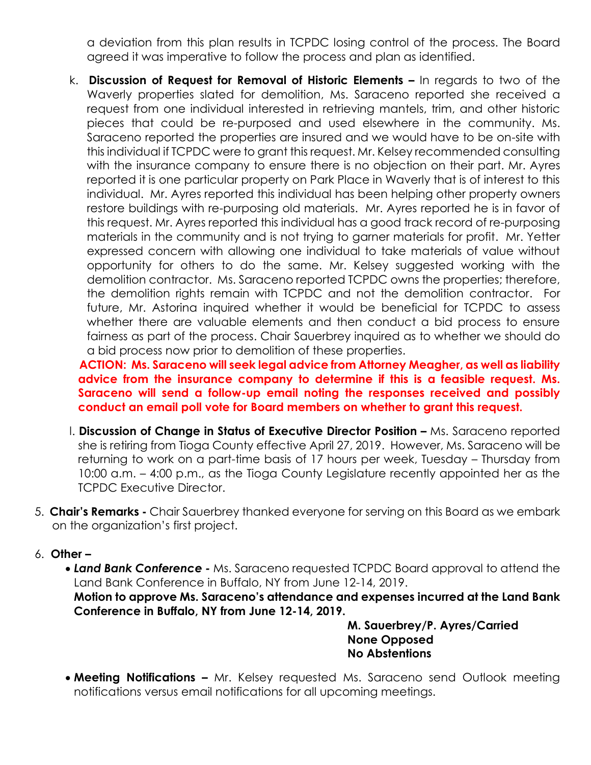a deviation from this plan results in TCPDC losing control of the process. The Board agreed it was imperative to follow the process and plan as identified.

k. **Discussion of Request for Removal of Historic Elements –** In regards to two of the Waverly properties slated for demolition, Ms. Saraceno reported she received a request from one individual interested in retrieving mantels, trim, and other historic pieces that could be re-purposed and used elsewhere in the community. Ms. Saraceno reported the properties are insured and we would have to be on-site with this individual if TCPDC were to grant this request. Mr. Kelsey recommended consulting with the insurance company to ensure there is no objection on their part. Mr. Ayres reported it is one particular property on Park Place in Waverly that is of interest to this individual. Mr. Ayres reported this individual has been helping other property owners restore buildings with re-purposing old materials. Mr. Ayres reported he is in favor of this request. Mr. Ayres reported this individual has a good track record of re-purposing materials in the community and is not trying to garner materials for profit. Mr. Yetter expressed concern with allowing one individual to take materials of value without opportunity for others to do the same. Mr. Kelsey suggested working with the demolition contractor. Ms. Saraceno reported TCPDC owns the properties; therefore, the demolition rights remain with TCPDC and not the demolition contractor. For future, Mr. Astorina inquired whether it would be beneficial for TCPDC to assess whether there are valuable elements and then conduct a bid process to ensure fairness as part of the process. Chair Sauerbrey inquired as to whether we should do a bid process now prior to demolition of these properties.

**ACTION: Ms. Saraceno will seek legal advice from Attorney Meagher, as well as liability advice from the insurance company to determine if this is a feasible request. Ms. Saraceno will send a follow-up email noting the responses received and possibly conduct an email poll vote for Board members on whether to grant this request.**

l. **Discussion of Change in Status of Executive Director Position –** Ms. Saraceno reported she is retiring from Tioga County effective April 27, 2019. However, Ms. Saraceno will be returning to work on a part-time basis of 17 hours per week, Tuesday – Thursday from 10:00 a.m. – 4:00 p.m., as the Tioga County Legislature recently appointed her as the TCPDC Executive Director.

5. **Chair's Remarks -** Chair Sauerbrey thanked everyone for serving on this Board as we embark on the organization's first project.

6. **Other –**
   - ***Land Bank Conference -*** Ms. Saraceno requested TCPDC Board approval to attend the Land Bank Conference in Buffalo, NY from June 12-14, 2019.

     **Motion to approve Ms. Saraceno's attendance and expenses incurred at the Land Bank Conference in Buffalo, NY from June 12-14, 2019.**

     **M. Sauerbrey/P. Ayres/Carried**
     **None Opposed**
     **No Abstentions**

   - **Meeting Notifications –** Mr. Kelsey requested Ms. Saraceno send Outlook meeting notifications versus email notifications for all upcoming meetings.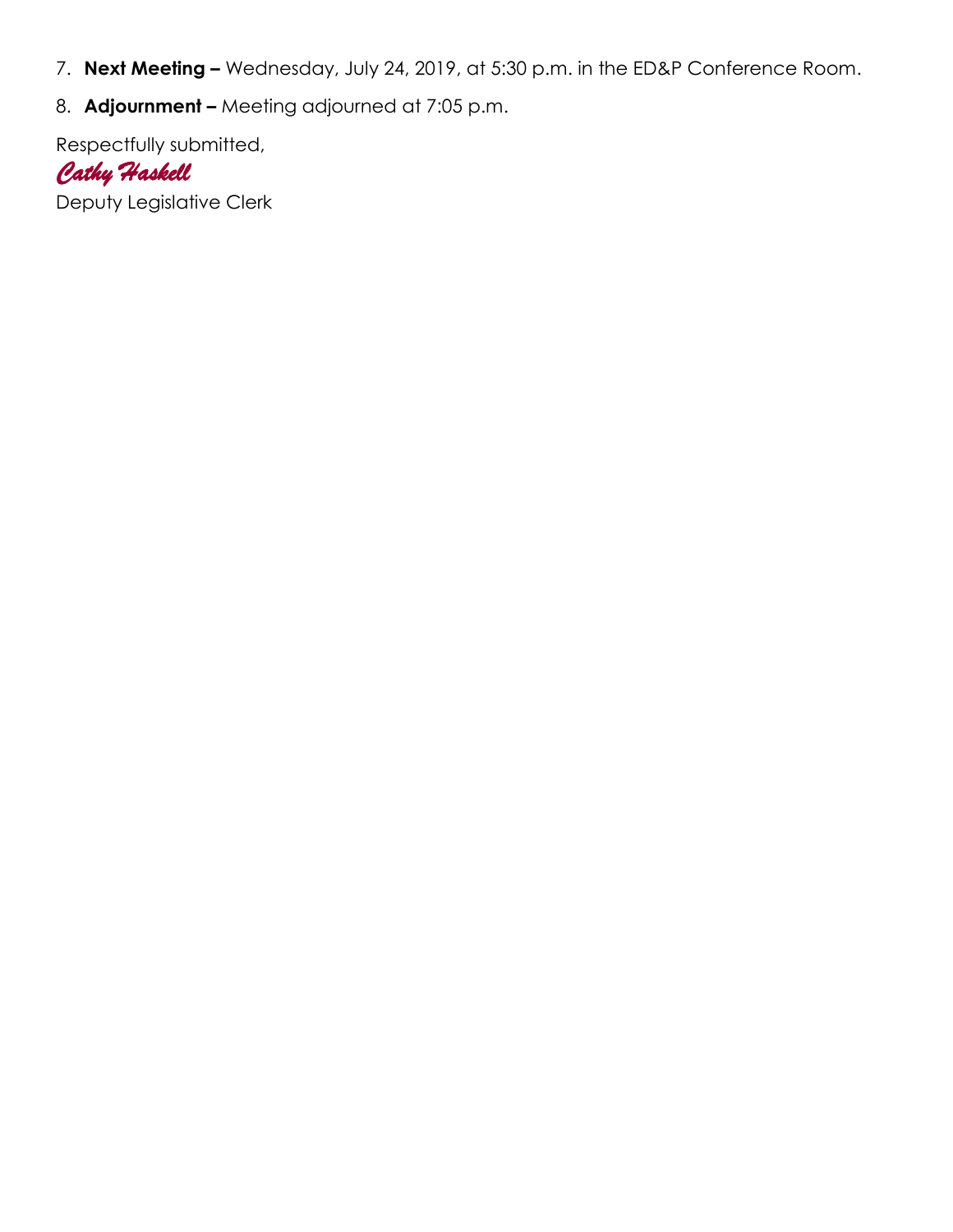7. **Next Meeting –** Wednesday, July 24, 2019, at 5:30 p.m. in the ED&P Conference Room.

8. **Adjournment –** Meeting adjourned at 7:05 p.m.

Respectfully submitted,

*Cathy Haskell*

Deputy Legislative Clerk